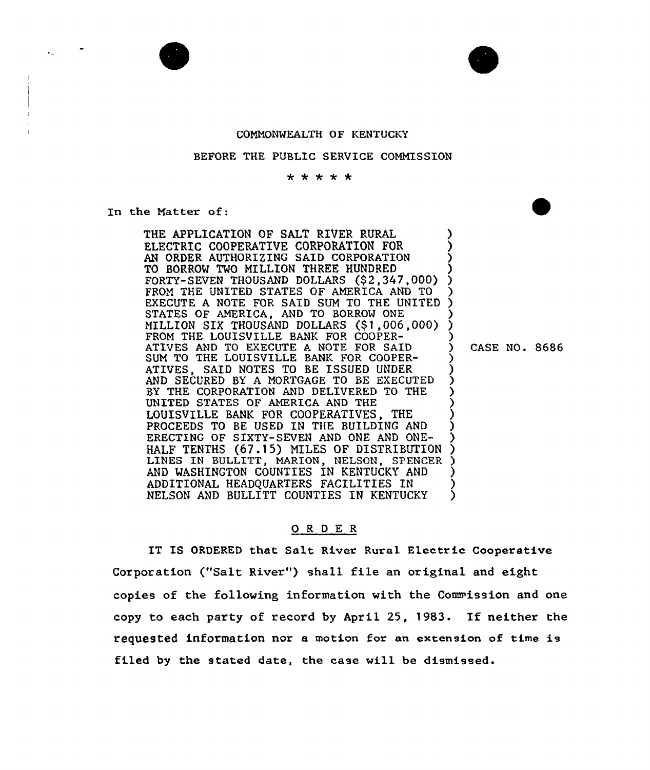COMMONWEALTH OF KENTUCKY

BEFORE THE PUBLIC SERVICE COMMISSION

\* \* \* \* \*

In the Matter of:

| | |
|---|---|
| THE APPLICATION OF SALT RIVER RURAL ELECTRIC COOPERATIVE CORPORATION FOR AN ORDER AUTHORIZING SAID CORPORATION TO BORROW TWO MILLION THREE HUNDRED FORTY-SEVEN THOUSAND DOLLARS ($2,347,000) FROM THE UNITED STATES OF AMERICA AND TO EXECUTE A NOTE FOR SAID SUM TO THE UNITED STATES OF AMERICA, AND TO BORROW ONE MILLION SIX THOUSAND DOLLARS ($1,006,000) FROM THE LOUISVILLE BANK FOR COOPERATIVES AND TO EXECUTE A NOTE FOR SAID SUM TO THE LOUISVILLE BANK FOR COOPERATIVES, SAID NOTES TO BE ISSUED UNDER AND SECURED BY A MORTGAGE TO BE EXECUTED BY THE CORPORATION AND DELIVERED TO THE UNITED STATES OF AMERICA AND THE LOUISVILLE BANK FOR COOPERATIVES, THE PROCEEDS TO BE USED IN THE BUILDING AND ERECTING OF SIXTY-SEVEN AND ONE AND ONE-HALF TENTHS (67.15) MILES OF DISTRIBUTION LINES IN BULLITT, MARION, NELSON, SPENCER AND WASHINGTON COUNTIES IN KENTUCKY AND ADDITIONAL HEADQUARTERS FACILITIES IN NELSON AND BULLITT COUNTIES IN KENTUCKY | CASE NO. 8686 |

## O R D E R

IT IS ORDERED that Salt River Rural Electric Cooperative Corporation ("Salt River") shall file an original and eight copies of the following information with the Commission and one copy to each party of record by April 25, 1983. If neither the requested information nor a motion for an extension of time is filed by the stated date, the case will be dismissed.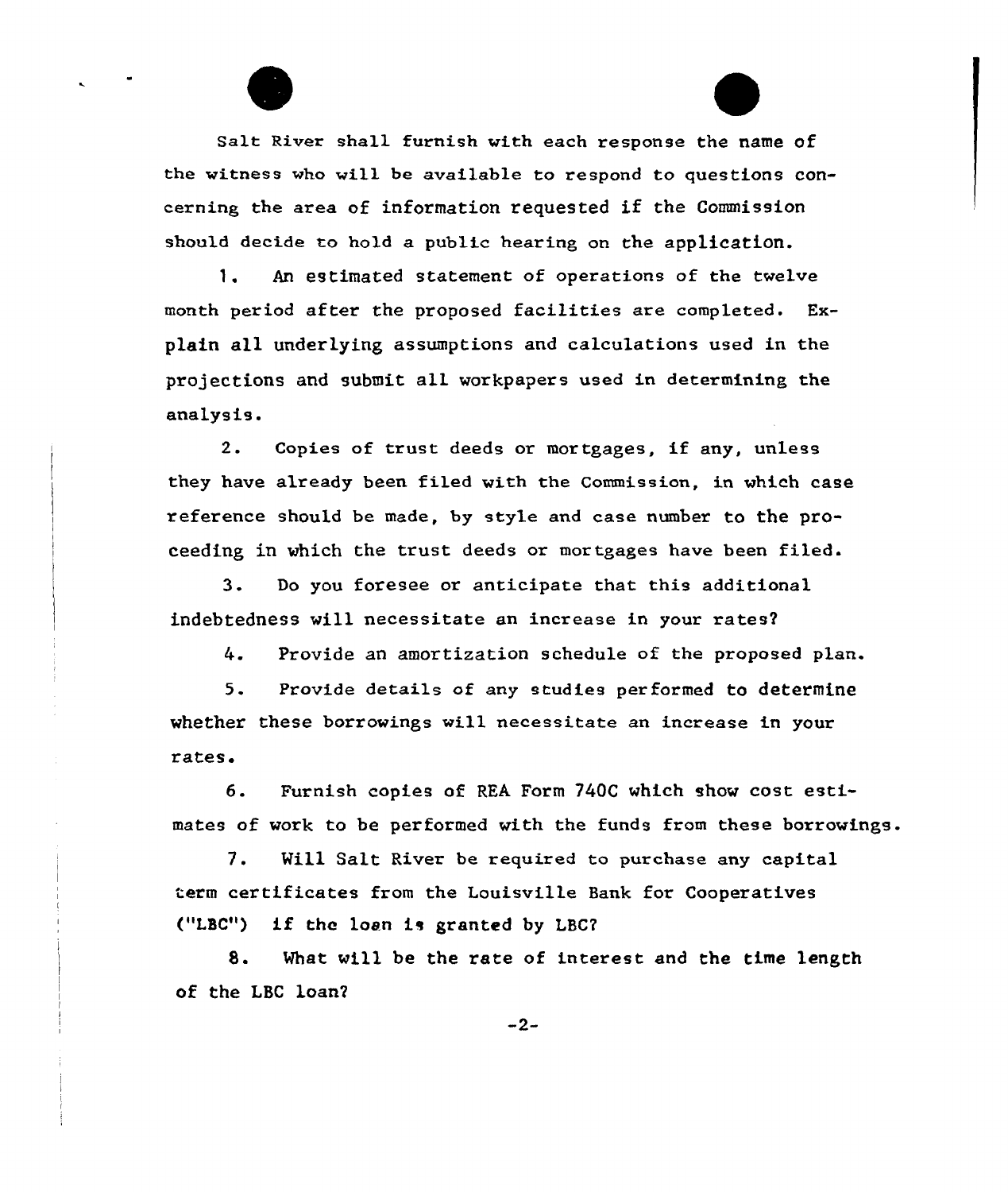Salt River shall furnish with each response the name of the witness who will be available to respond to questions concerning the area of information requested if the Commission should decide to hold a public hearing on the application.

1. An estimated statement of operations of the twelve month period after the proposed facilities are completed. Explain all underlying assumptions and calculations used in the projections and submit all workpapers used in determining the analysis.

2. Copies of trust deeds or mortgages, if any, unless they have already been filed with the Commission, in which case reference should be made, by style and case number to the proceeding in which the trust deeds or mortgages have been filed.

3. Do you foresee or anticipate that this additional indebtedness will necessitate an increase in your rates?

4. Provide an amortization schedule of the proposed plan.

5. Provide details of any studies performed to determine whether these borrowings will necessitate an increase in your rates.

6. Furnish copies of REA Form 740C which show cost estimates of work to be performed with the funds from these borrowings.

7. Will Salt River be required to purchase any capital term certificates from the Louisville Bank for Cooperatives ("LBC") if the loan is granted by LBC?

8. What will be the rate of interest and the time length of the LBC loan?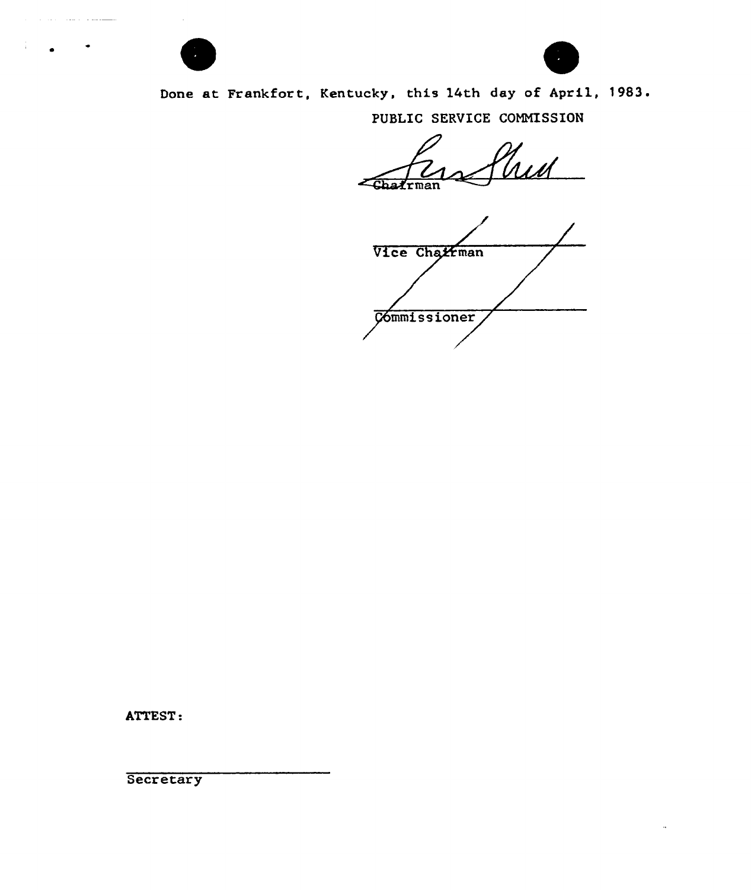Done at Frankfort, Kentucky, this 14th day of April, 1983.

PUBLIC SERVICE COMMISSION

Chairman

Vice Chairman

Commissioner

ATTEST:

Secretary